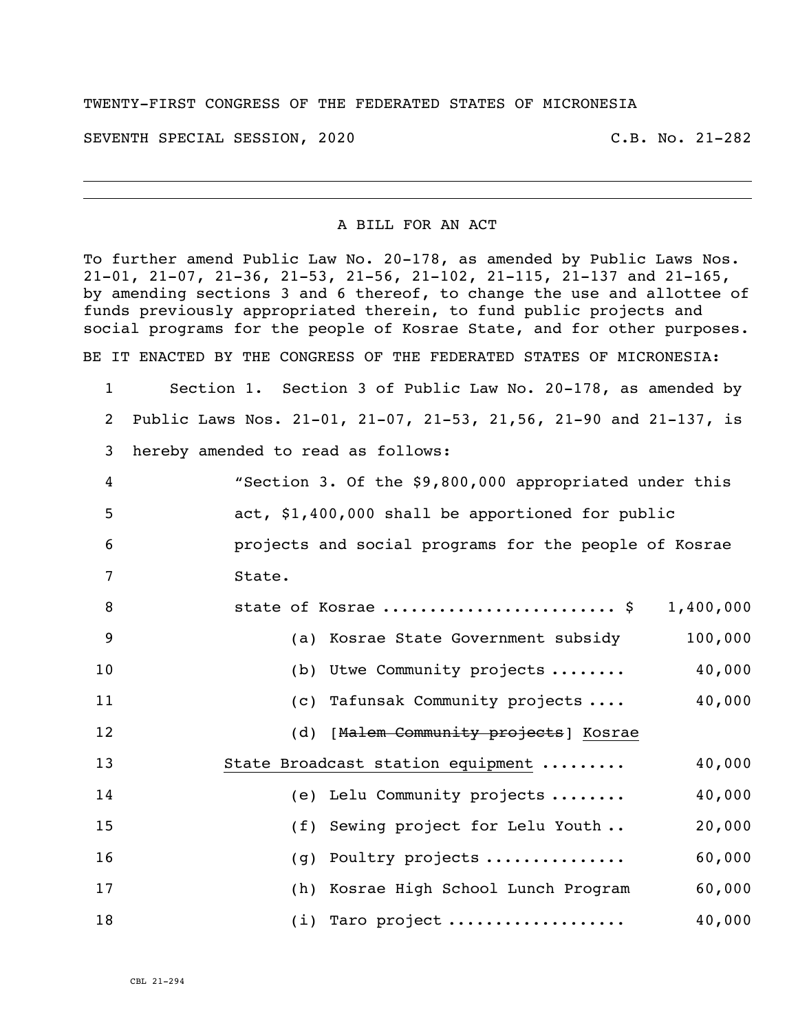TWENTY-FIRST CONGRESS OF THE FEDERATED STATES OF MICRONESIA

SEVENTH SPECIAL SESSION, 2020 C.B. No. 21-282

---

A BILL FOR AN ACT

To further amend Public Law No. 20-178, as amended by Public Laws Nos. 21-01, 21-07, 21-36, 21-53, 21-56, 21-102, 21-115, 21-137 and 21-165, by amending sections 3 and 6 thereof, to change the use and allottee of funds previously appropriated therein, to fund public projects and social programs for the people of Kosrae State, and for other purposes.

BE IT ENACTED BY THE CONGRESS OF THE FEDERATED STATES OF MICRONESIA:

1 Section 1. Section 3 of Public Law No. 20-178, as amended by
2 Public Laws Nos. 21-01, 21-07, 21-53, 21,56, 21-90 and 21-137, is
3 hereby amended to read as follows:

4 "Section 3. Of the $9,800,000 appropriated under this
5 act, $1,400,000 shall be apportioned for public
6 projects and social programs for the people of Kosrae
7 State.

8 state of Kosrae ........................ $ 1,400,000
9 (a) Kosrae State Government subsidy 100,000
10 (b) Utwe Community projects ........ 40,000
11 (c) Tafunsak Community projects .... 40,000
12 (d) [~~Malem Community projects~~] <u>Kosrae</u>
13 <u>State Broadcast station equipment</u> ......... 40,000
14 (e) Lelu Community projects ........ 40,000
15 (f) Sewing project for Lelu Youth .. 20,000
16 (g) Poultry projects .............. 60,000
17 (h) Kosrae High School Lunch Program 60,000
18 (i) Taro project .................. 40,000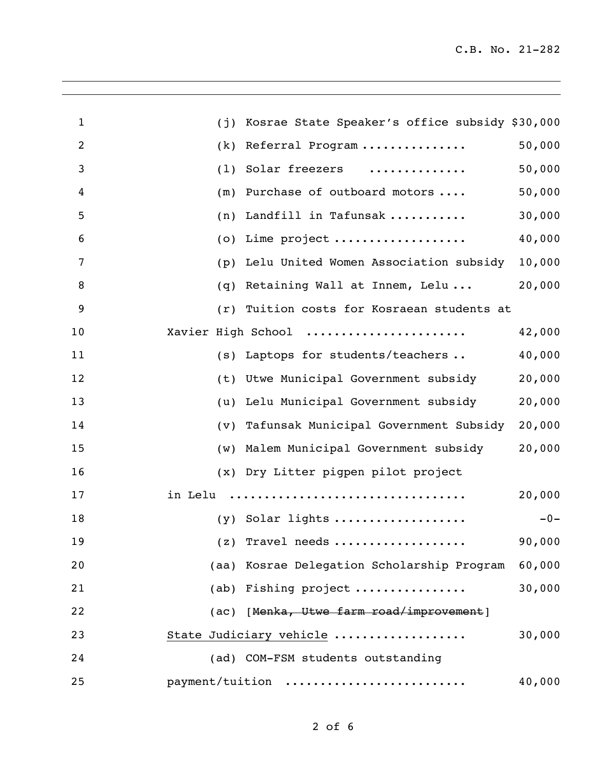(j) Kosrae State Speaker's office subsidy $30,000

(k) Referral Program .............. 50,000

(l) Solar freezers ............. 50,000

(m) Purchase of outboard motors .... 50,000

(n) Landfill in Tafunsak .......... 30,000

(o) Lime project .................. 40,000

(p) Lelu United Women Association subsidy 10,000

(q) Retaining Wall at Innem, Lelu ... 20,000

(r) Tuition costs for Kosraean students at Xavier High School ..................... 42,000

(s) Laptops for students/teachers .. 40,000

(t) Utwe Municipal Government subsidy 20,000

(u) Lelu Municipal Government subsidy 20,000

(v) Tafunsak Municipal Government Subsidy 20,000

(w) Malem Municipal Government subsidy 20,000

(x) Dry Litter pigpen pilot project in Lelu ................................ 20,000

(y) Solar lights .................. -0-

(z) Travel needs .................. 90,000

(aa) Kosrae Delegation Scholarship Program 60,000

(ab) Fishing project ............... 30,000

(ac) [~~Menka, Utwe farm road/improvement~~] <u>State Judiciary vehicle</u> .................. 30,000

(ad) COM-FSM students outstanding payment/tuition ........................ 40,000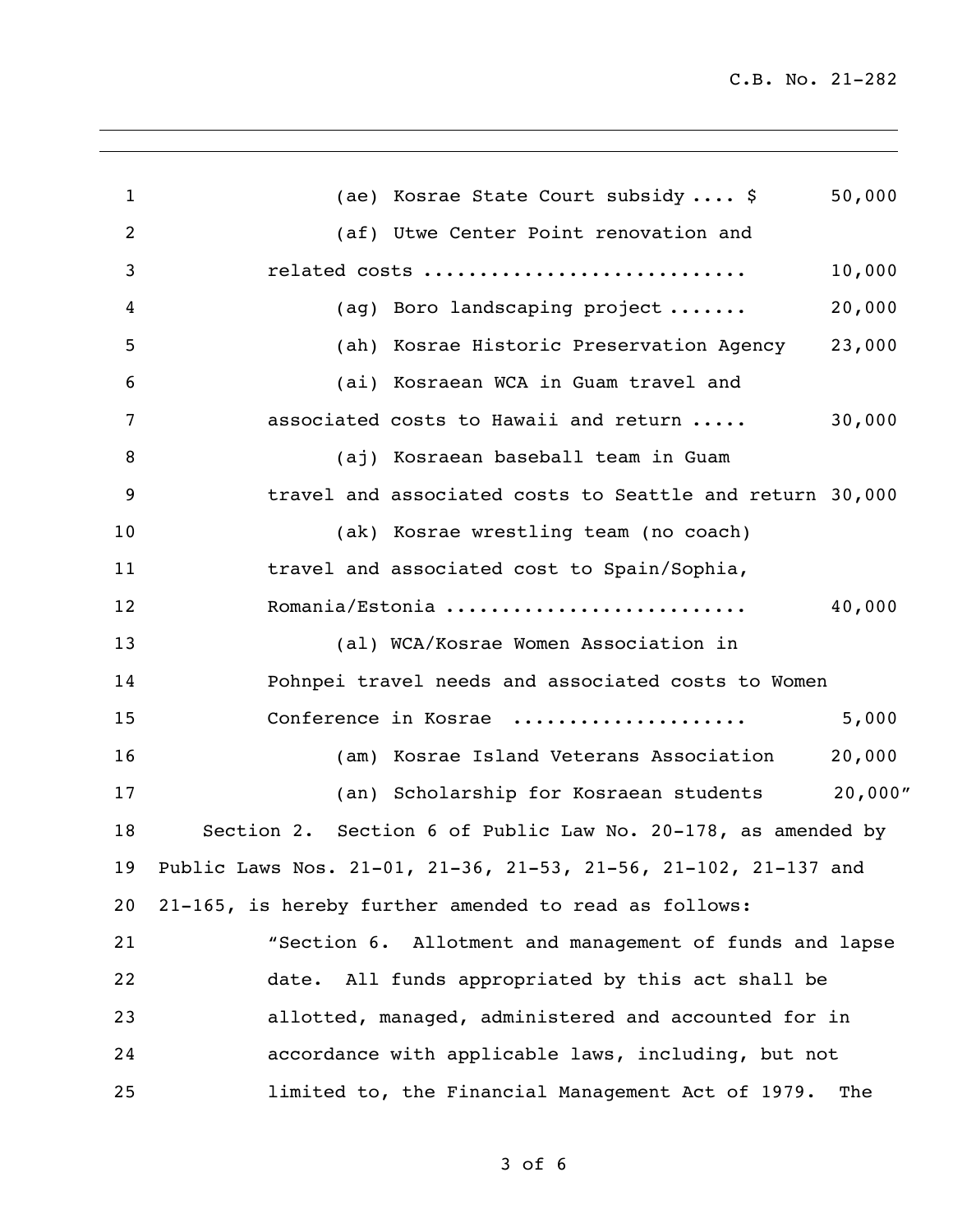(ae) Kosrae State Court subsidy .... $ 50,000

(af) Utwe Center Point renovation and related costs ............................ 10,000

(ag) Boro landscaping project ....... 20,000

(ah) Kosrae Historic Preservation Agency 23,000

(ai) Kosraean WCA in Guam travel and associated costs to Hawaii and return ..... 30,000

(aj) Kosraean baseball team in Guam travel and associated costs to Seattle and return 30,000

(ak) Kosrae wrestling team (no coach) travel and associated cost to Spain/Sophia, Romania/Estonia .......................... 40,000

(al) WCA/Kosrae Women Association in Pohnpei travel needs and associated costs to Women Conference in Kosrae .................... 5,000

(am) Kosrae Island Veterans Association 20,000

(an) Scholarship for Kosraean students 20,000"

Section 2. Section 6 of Public Law No. 20-178, as amended by Public Laws Nos. 21-01, 21-36, 21-53, 21-56, 21-102, 21-137 and 21-165, is hereby further amended to read as follows:

"Section 6. Allotment and management of funds and lapse date. All funds appropriated by this act shall be allotted, managed, administered and accounted for in accordance with applicable laws, including, but not limited to, the Financial Management Act of 1979. The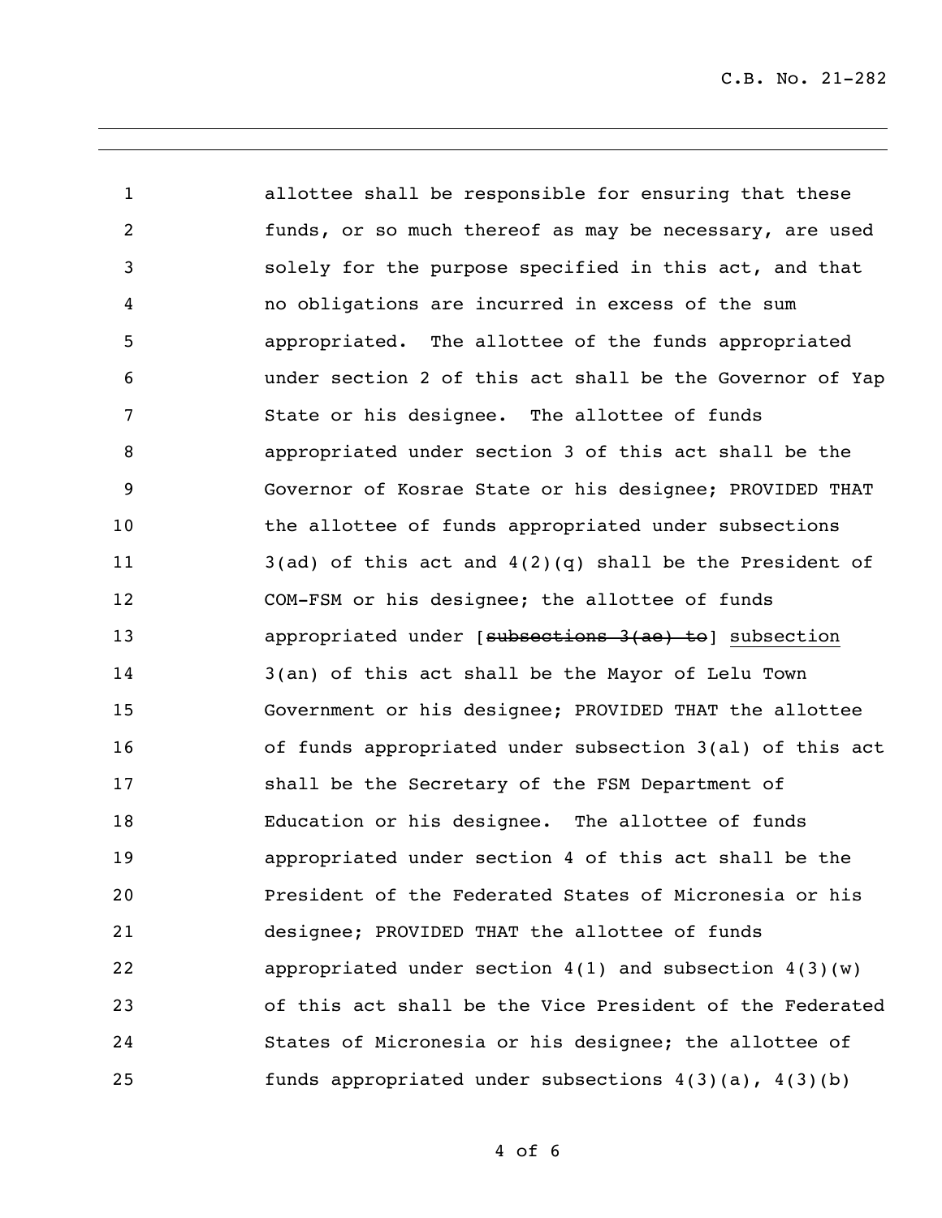allottee shall be responsible for ensuring that these funds, or so much thereof as may be necessary, are used solely for the purpose specified in this act, and that no obligations are incurred in excess of the sum appropriated. The allottee of the funds appropriated under section 2 of this act shall be the Governor of Yap State or his designee. The allottee of funds appropriated under section 3 of this act shall be the Governor of Kosrae State or his designee; PROVIDED THAT the allottee of funds appropriated under subsections 3(ad) of this act and 4(2)(q) shall be the President of COM-FSM or his designee; the allottee of funds appropriated under [~~subsections 3(ae) to~~] <u>subsection</u> 3(an) of this act shall be the Mayor of Lelu Town Government or his designee; PROVIDED THAT the allottee of funds appropriated under subsection 3(al) of this act shall be the Secretary of the FSM Department of Education or his designee. The allottee of funds appropriated under section 4 of this act shall be the President of the Federated States of Micronesia or his designee; PROVIDED THAT the allottee of funds appropriated under section 4(1) and subsection 4(3)(w) of this act shall be the Vice President of the Federated States of Micronesia or his designee; the allottee of funds appropriated under subsections 4(3)(a), 4(3)(b)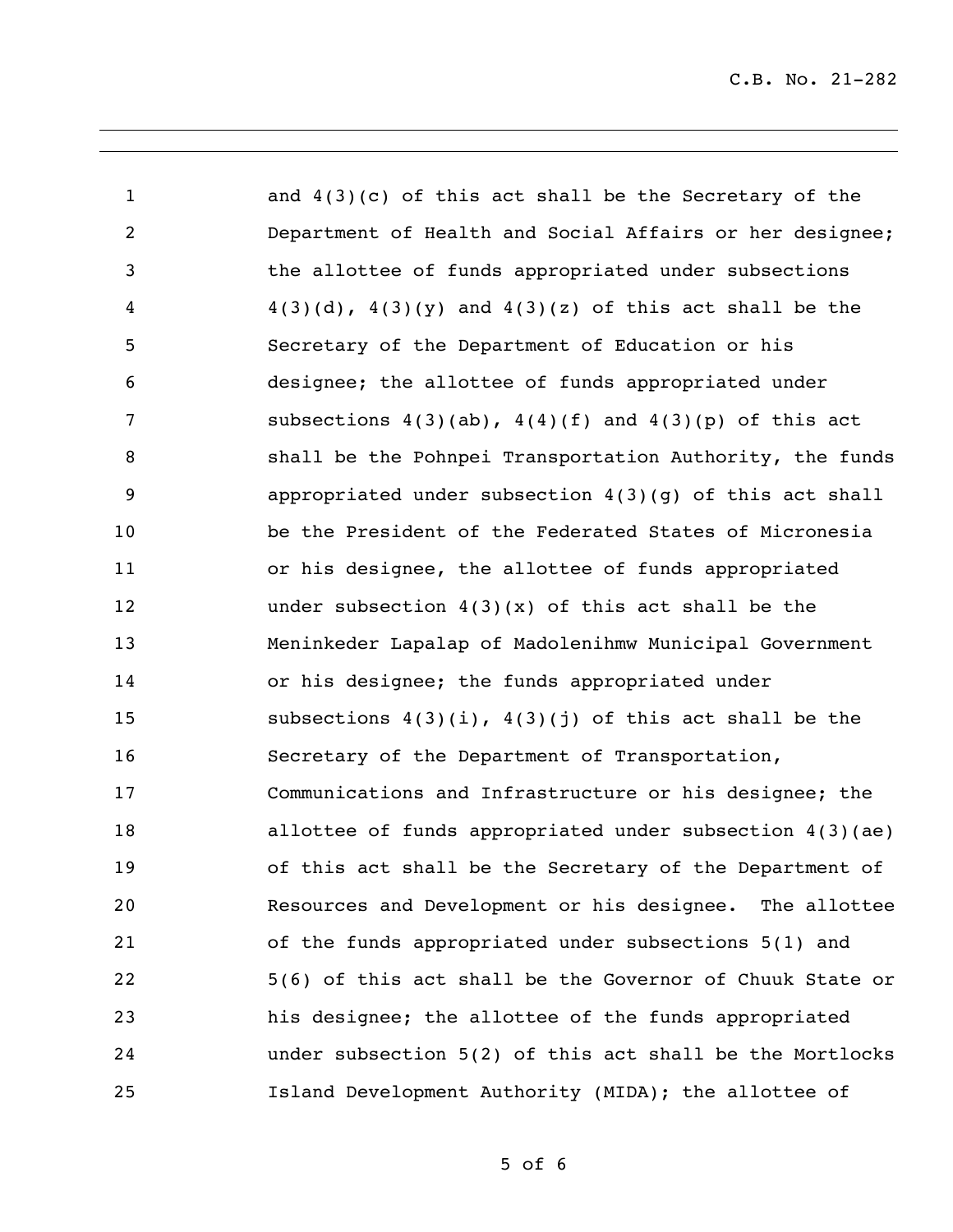and 4(3)(c) of this act shall be the Secretary of the Department of Health and Social Affairs or her designee; the allottee of funds appropriated under subsections 4(3)(d), 4(3)(y) and 4(3)(z) of this act shall be the Secretary of the Department of Education or his designee; the allottee of funds appropriated under subsections 4(3)(ab), 4(4)(f) and 4(3)(p) of this act shall be the Pohnpei Transportation Authority, the funds appropriated under subsection 4(3)(g) of this act shall be the President of the Federated States of Micronesia or his designee, the allottee of funds appropriated under subsection 4(3)(x) of this act shall be the Meninkeder Lapalap of Madolenihmw Municipal Government or his designee; the funds appropriated under subsections 4(3)(i), 4(3)(j) of this act shall be the Secretary of the Department of Transportation, Communications and Infrastructure or his designee; the allottee of funds appropriated under subsection 4(3)(ae) of this act shall be the Secretary of the Department of Resources and Development or his designee. The allottee of the funds appropriated under subsections 5(1) and 5(6) of this act shall be the Governor of Chuuk State or his designee; the allottee of the funds appropriated under subsection 5(2) of this act shall be the Mortlocks Island Development Authority (MIDA); the allottee of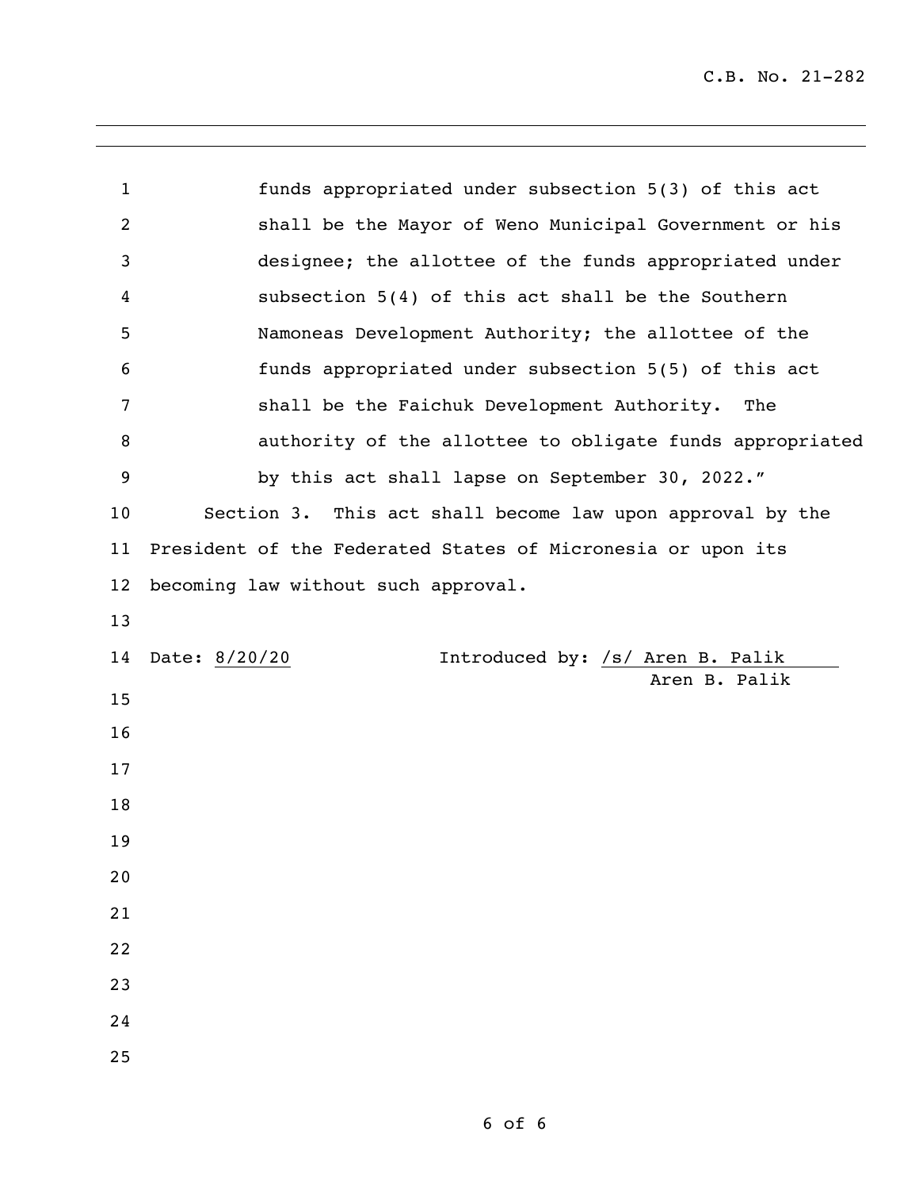funds appropriated under subsection 5(3) of this act shall be the Mayor of Weno Municipal Government or his designee; the allottee of the funds appropriated under subsection 5(4) of this act shall be the Southern Namoneas Development Authority; the allottee of the funds appropriated under subsection 5(5) of this act shall be the Faichuk Development Authority. The authority of the allottee to obligate funds appropriated by this act shall lapse on September 30, 2022."

Section 3. This act shall become law upon approval by the President of the Federated States of Micronesia or upon its becoming law without such approval.

Date: 8/20/20 Introduced by: /s/ Aren B. Palik

Aren B. Palik